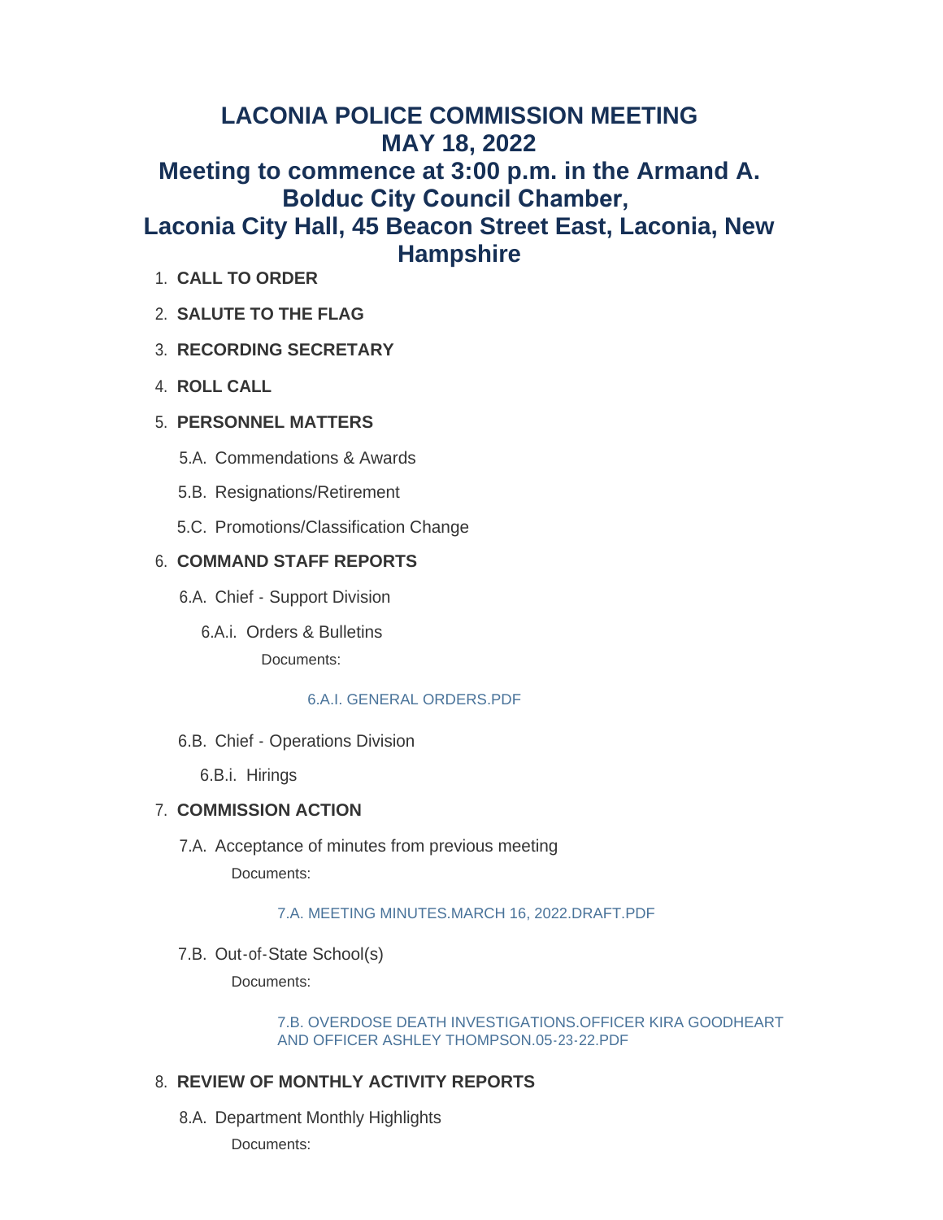# LACONIA POLICE COMMISSION MEETING
# MAY 18, 2022
# Meeting to commence at 3:00 p.m. in the Armand A. Bolduc City Council Chamber,
# Laconia City Hall, 45 Beacon Street East, Laconia, New Hampshire

1. **CALL TO ORDER**

2. **SALUTE TO THE FLAG**

3. **RECORDING SECRETARY**

4. **ROLL CALL**

5. **PERSONNEL MATTERS**

   5.A. Commendations & Awards

   5.B. Resignations/Retirement

   5.C. Promotions/Classification Change

6. **COMMAND STAFF REPORTS**

   6.A. Chief - Support Division

   6.A.i. Orders & Bulletins

   Documents:

   6.A.I. GENERAL ORDERS.PDF

   6.B. Chief - Operations Division

   6.B.i. Hirings

7. **COMMISSION ACTION**

   7.A. Acceptance of minutes from previous meeting

   Documents:

   7.A. MEETING MINUTES.MARCH 16, 2022.DRAFT.PDF

   7.B. Out-of-State School(s)

   Documents:

   7.B. OVERDOSE DEATH INVESTIGATIONS.OFFICER KIRA GOODHEART AND OFFICER ASHLEY THOMPSON.05-23-22.PDF

8. **REVIEW OF MONTHLY ACTIVITY REPORTS**

   8.A. Department Monthly Highlights

   Documents: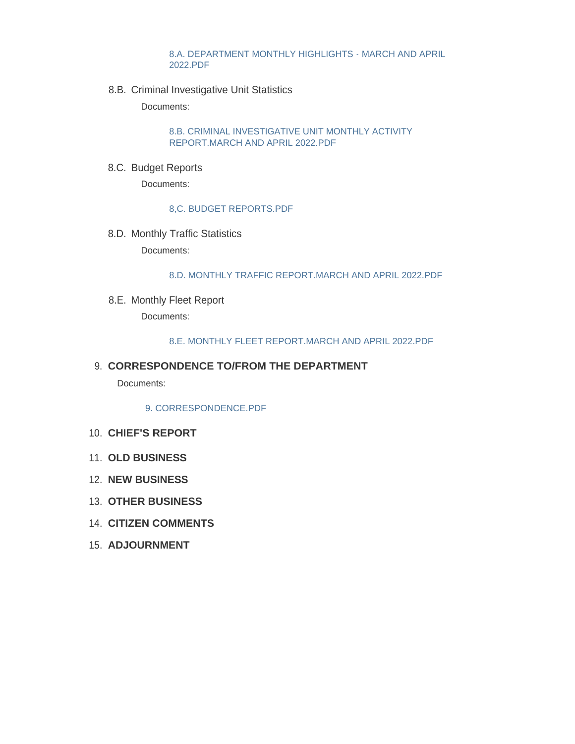8.A. DEPARTMENT MONTHLY HIGHLIGHTS - MARCH AND APRIL 2022.PDF

8.B. Criminal Investigative Unit Statistics

Documents:

8.B. CRIMINAL INVESTIGATIVE UNIT MONTHLY ACTIVITY REPORT.MARCH AND APRIL 2022.PDF

8.C. Budget Reports

Documents:

8,C. BUDGET REPORTS.PDF

8.D. Monthly Traffic Statistics

Documents:

8.D. MONTHLY TRAFFIC REPORT.MARCH AND APRIL 2022.PDF

8.E. Monthly Fleet Report

Documents:

8.E. MONTHLY FLEET REPORT.MARCH AND APRIL 2022.PDF

9. **CORRESPONDENCE TO/FROM THE DEPARTMENT**

Documents:

9. CORRESPONDENCE.PDF

10. **CHIEF'S REPORT**
11. **OLD BUSINESS**
12. **NEW BUSINESS**
13. **OTHER BUSINESS**
14. **CITIZEN COMMENTS**
15. **ADJOURNMENT**